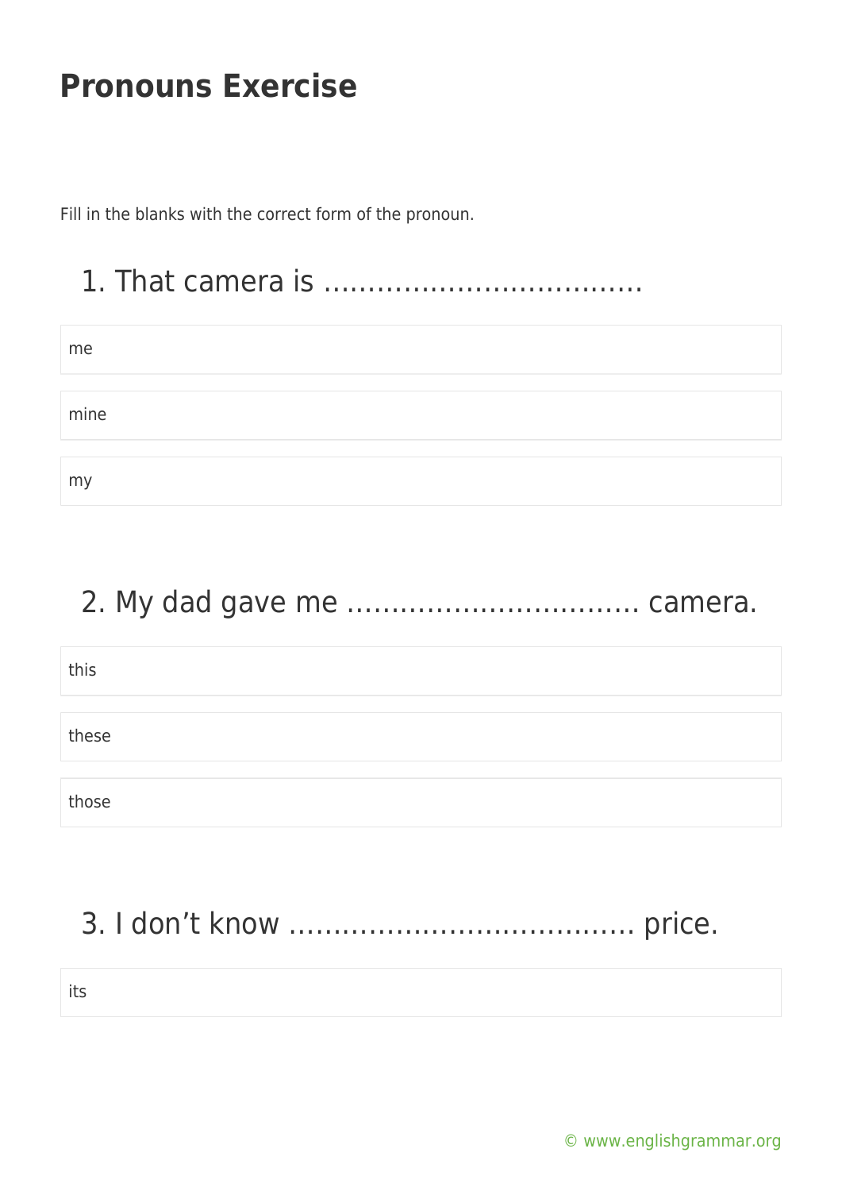# Pronouns Exercise

Fill in the blanks with the correct form of the pronoun.

## 1. That camera is ………………………………

- me
- mine
- my

## 2. My dad gave me …………………………… camera.

- this
- these
- those

## 3. I don’t know ………………………………… price.

- its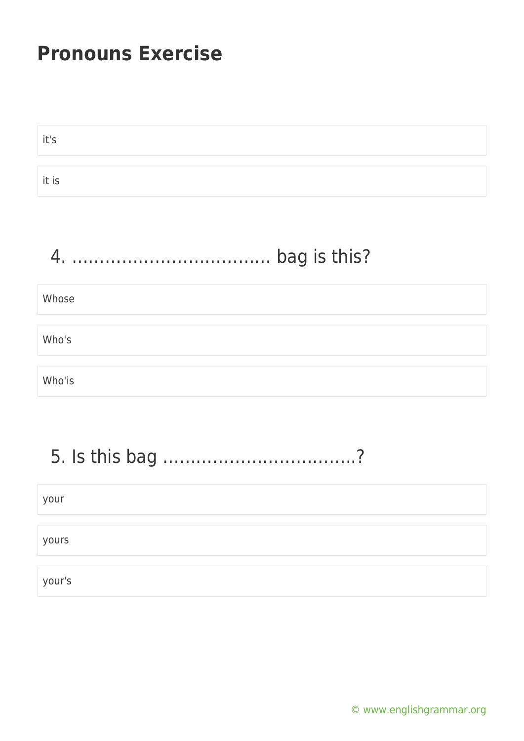# Pronouns Exercise

it's

it is

4. ……………………………… bag is this?

Whose

Who's

Who'is

5. Is this bag ……………………………..?

your

yours

your's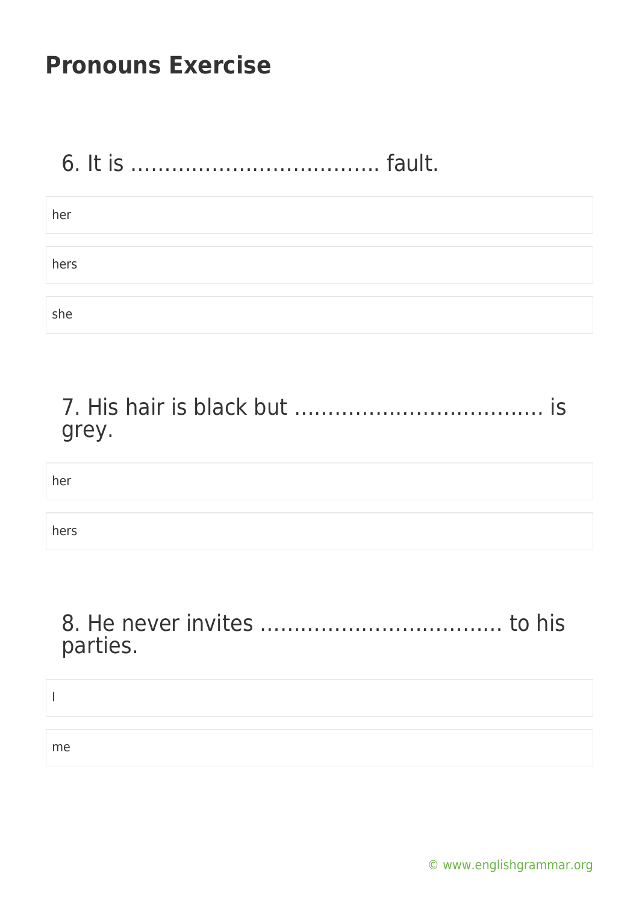# Pronouns Exercise

6. It is ................................... fault.

- her
- hers
- she

7. His hair is black but ................................... is grey.

- her
- hers

8. He never invites ................................... to his parties.

- I
- me

© www.englishgrammar.org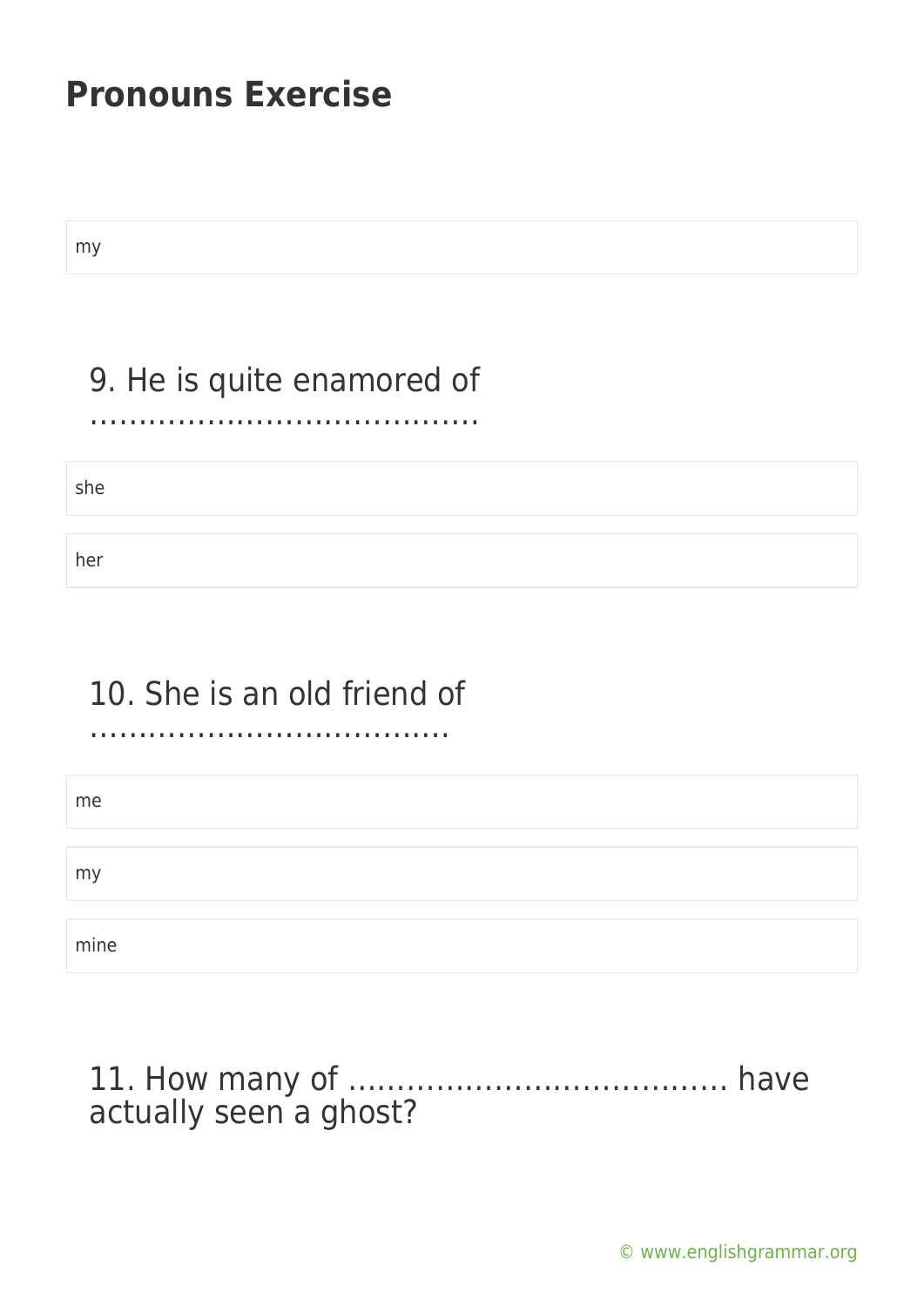my

9. He is quite enamored of …………………………………

she

her

10. She is an old friend of ………………………………

me

my

mine

11. How many of ………………………………… have actually seen a ghost?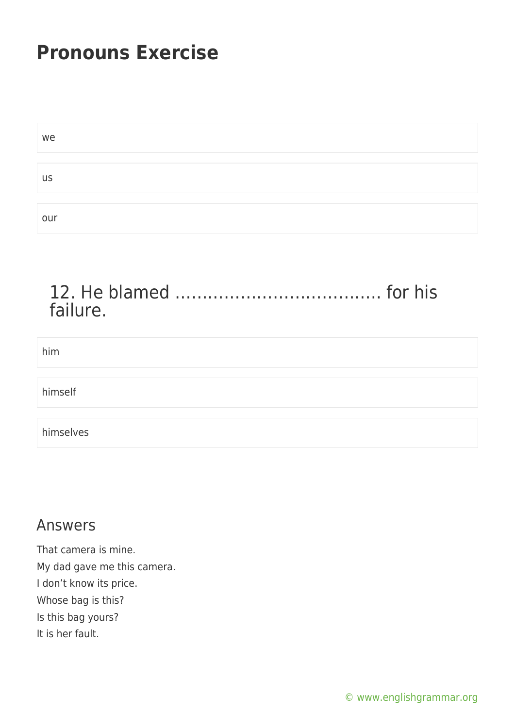# Pronouns Exercise

we

us

our

## 12. He blamed ………………………………. for his failure.

him

himself

himselves

## Answers

That camera is mine.
My dad gave me this camera.
I don't know its price.
Whose bag is this?
Is this bag yours?
It is her fault.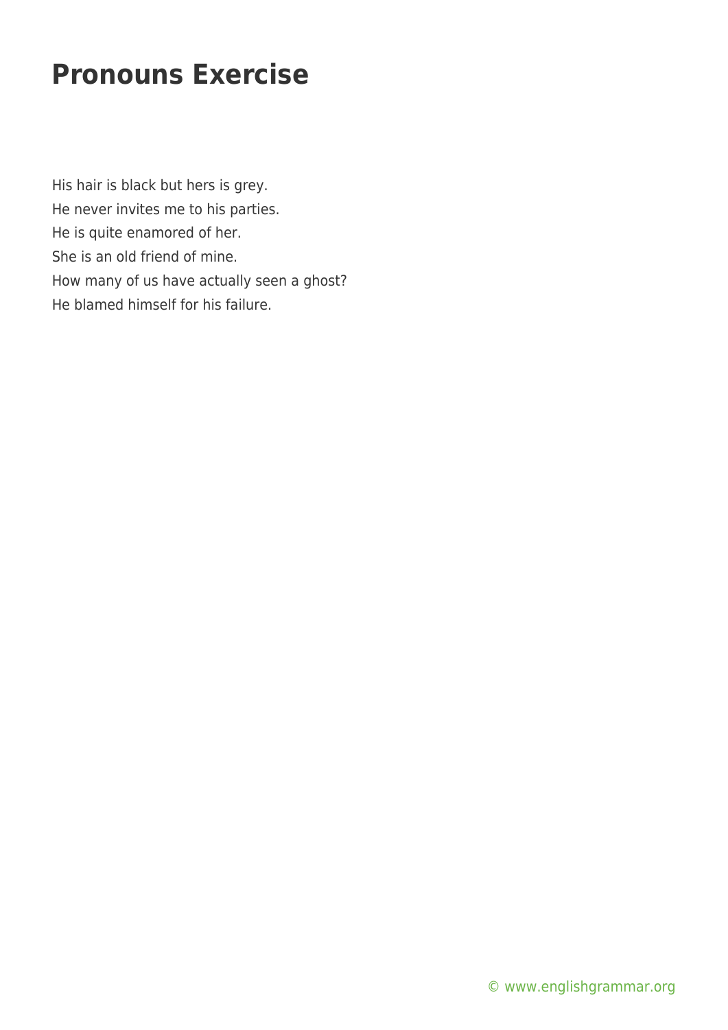# Pronouns Exercise

His hair is black but hers is grey.
He never invites me to his parties.
He is quite enamored of her.
She is an old friend of mine.
How many of us have actually seen a ghost?
He blamed himself for his failure.